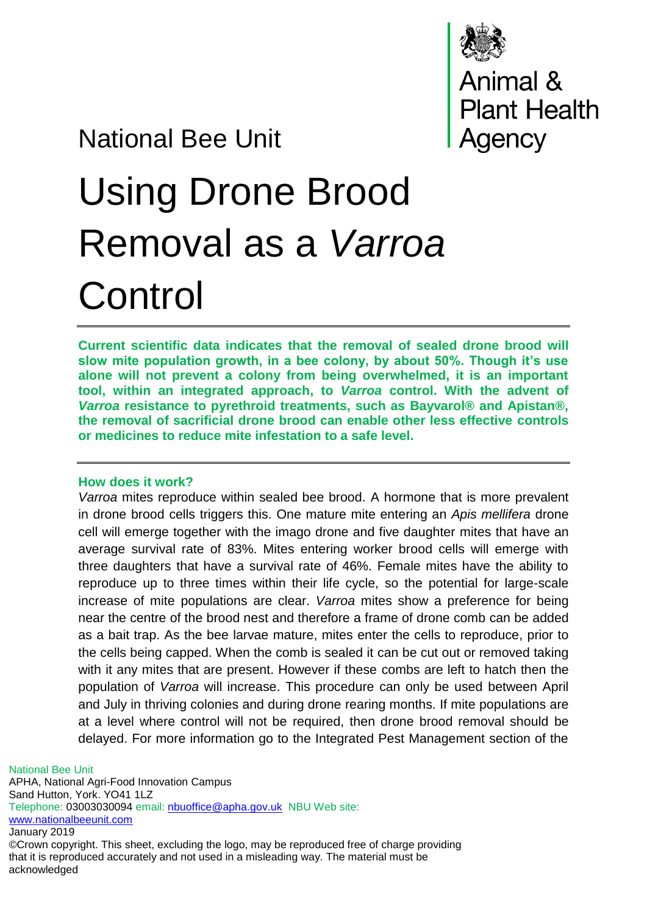National Bee Unit

Animal & Plant Health Agency

# Using Drone Brood Removal as a *Varroa* Control

**Current scientific data indicates that the removal of sealed drone brood will slow mite population growth, in a bee colony, by about 50%. Though it's use alone will not prevent a colony from being overwhelmed, it is an important tool, within an integrated approach, to *Varroa* control. With the advent of *Varroa* resistance to pyrethroid treatments, such as Bayvarol® and Apistan®, the removal of sacrificial drone brood can enable other less effective controls or medicines to reduce mite infestation to a safe level.**

### How does it work?

*Varroa* mites reproduce within sealed bee brood. A hormone that is more prevalent in drone brood cells triggers this. One mature mite entering an *Apis mellifera* drone cell will emerge together with the imago drone and five daughter mites that have an average survival rate of 83%. Mites entering worker brood cells will emerge with three daughters that have a survival rate of 46%. Female mites have the ability to reproduce up to three times within their life cycle, so the potential for large-scale increase of mite populations are clear. *Varroa* mites show a preference for being near the centre of the brood nest and therefore a frame of drone comb can be added as a bait trap. As the bee larvae mature, mites enter the cells to reproduce, prior to the cells being capped. When the comb is sealed it can be cut out or removed taking with it any mites that are present. However if these combs are left to hatch then the population of *Varroa* will increase. This procedure can only be used between April and July in thriving colonies and during drone rearing months. If mite populations are at a level where control will not be required, then drone brood removal should be delayed. For more information go to the Integrated Pest Management section of the

National Bee Unit
APHA, National Agri-Food Innovation Campus
Sand Hutton, York. YO41 1LZ
Telephone: 03003030094 email: nbuoffice@apha.gov.uk NBU Web site: www.nationalbeeunit.com
January 2019
©Crown copyright. This sheet, excluding the logo, may be reproduced free of charge providing that it is reproduced accurately and not used in a misleading way. The material must be acknowledged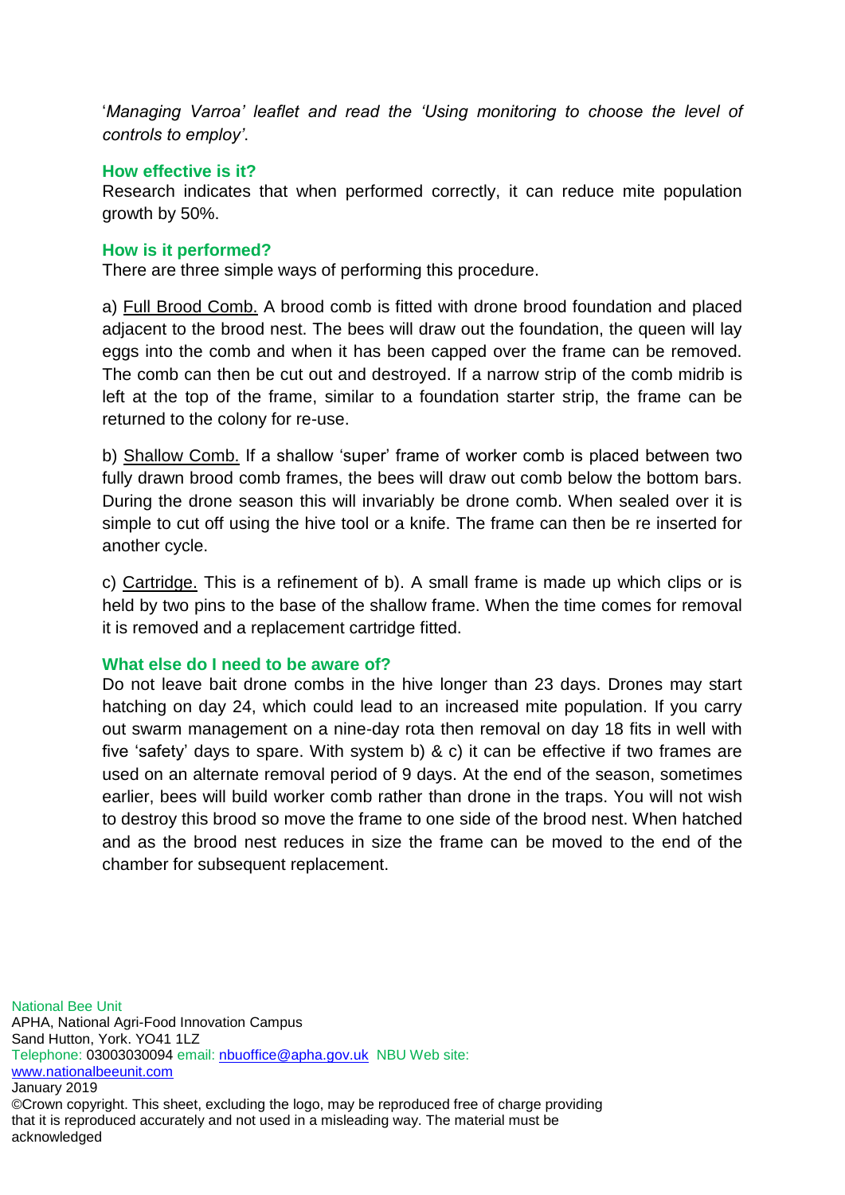'*Managing Varroa'* leaflet and read the *'Using monitoring to choose the level of controls to employ'*.

### How effective is it?

Research indicates that when performed correctly, it can reduce mite population growth by 50%.

### How is it performed?

There are three simple ways of performing this procedure.

a) Full Brood Comb. A brood comb is fitted with drone brood foundation and placed adjacent to the brood nest. The bees will draw out the foundation, the queen will lay eggs into the comb and when it has been capped over the frame can be removed. The comb can then be cut out and destroyed. If a narrow strip of the comb midrib is left at the top of the frame, similar to a foundation starter strip, the frame can be returned to the colony for re-use.

b) Shallow Comb. If a shallow 'super' frame of worker comb is placed between two fully drawn brood comb frames, the bees will draw out comb below the bottom bars. During the drone season this will invariably be drone comb. When sealed over it is simple to cut off using the hive tool or a knife. The frame can then be re inserted for another cycle.

c) Cartridge. This is a refinement of b). A small frame is made up which clips or is held by two pins to the base of the shallow frame. When the time comes for removal it is removed and a replacement cartridge fitted.

### What else do I need to be aware of?

Do not leave bait drone combs in the hive longer than 23 days. Drones may start hatching on day 24, which could lead to an increased mite population. If you carry out swarm management on a nine-day rota then removal on day 18 fits in well with five 'safety' days to spare. With system b) & c) it can be effective if two frames are used on an alternate removal period of 9 days. At the end of the season, sometimes earlier, bees will build worker comb rather than drone in the traps. You will not wish to destroy this brood so move the frame to one side of the brood nest. When hatched and as the brood nest reduces in size the frame can be moved to the end of the chamber for subsequent replacement.

National Bee Unit
APHA, National Agri-Food Innovation Campus
Sand Hutton, York. YO41 1LZ
Telephone: 03003030094 email: nbuoffice@apha.gov.uk NBU Web site: www.nationalbeeunit.com
January 2019
©Crown copyright. This sheet, excluding the logo, may be reproduced free of charge providing that it is reproduced accurately and not used in a misleading way. The material must be acknowledged